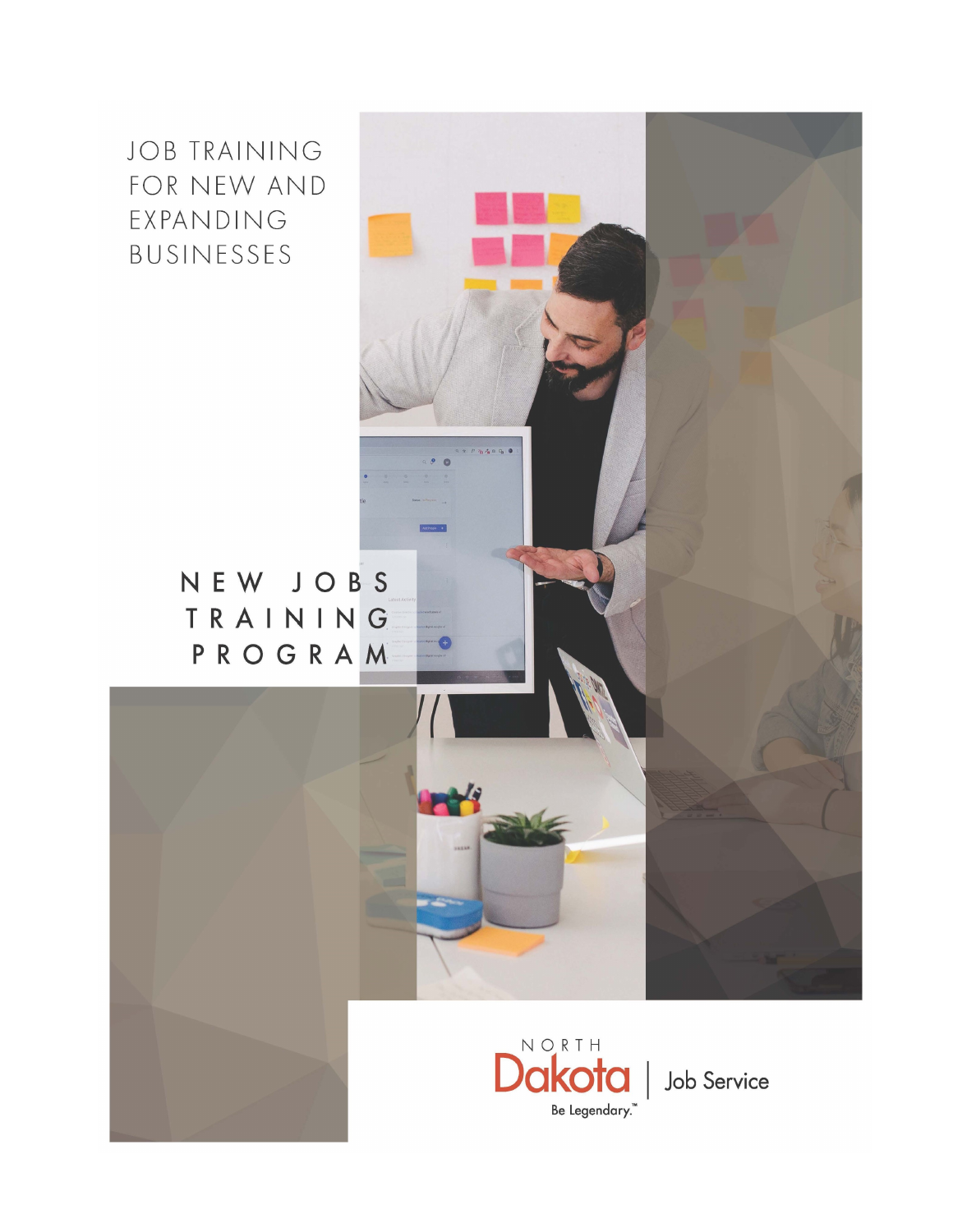JOB TRAINING FOR NEW AND EXPANDING BUSINESSES

# NEW JOBS TRAINING PROGRAM

NORTH Dakota | Job Service

Be Legendary.™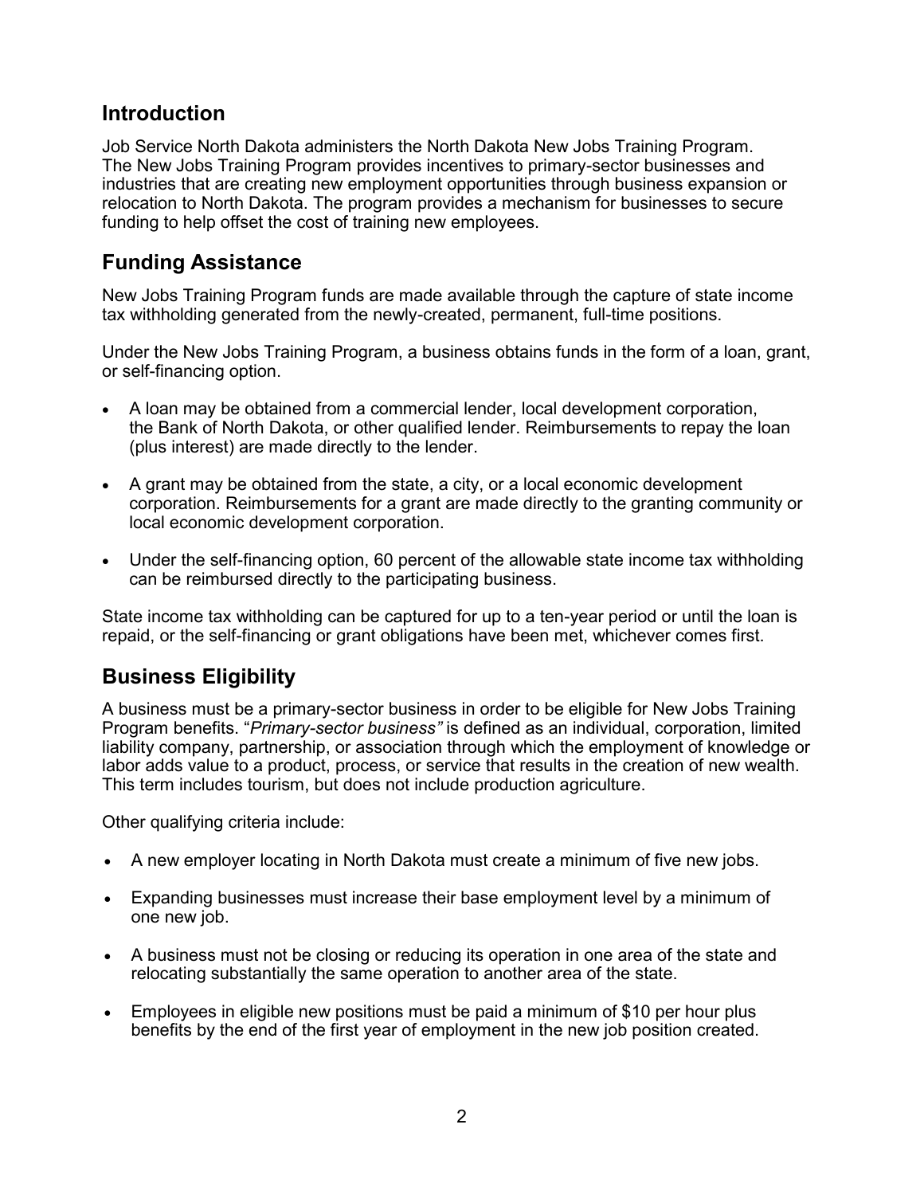## Introduction

Job Service North Dakota administers the North Dakota New Jobs Training Program. The New Jobs Training Program provides incentives to primary-sector businesses and industries that are creating new employment opportunities through business expansion or relocation to North Dakota. The program provides a mechanism for businesses to secure funding to help offset the cost of training new employees.

## Funding Assistance

New Jobs Training Program funds are made available through the capture of state income tax withholding generated from the newly-created, permanent, full-time positions.

Under the New Jobs Training Program, a business obtains funds in the form of a loan, grant, or self-financing option.

- A loan may be obtained from a commercial lender, local development corporation, the Bank of North Dakota, or other qualified lender. Reimbursements to repay the loan (plus interest) are made directly to the lender.
- A grant may be obtained from the state, a city, or a local economic development corporation. Reimbursements for a grant are made directly to the granting community or local economic development corporation.
- Under the self-financing option, 60 percent of the allowable state income tax withholding can be reimbursed directly to the participating business.

State income tax withholding can be captured for up to a ten-year period or until the loan is repaid, or the self-financing or grant obligations have been met, whichever comes first.

## Business Eligibility

A business must be a primary-sector business in order to be eligible for New Jobs Training Program benefits. "*Primary-sector business"* is defined as an individual, corporation, limited liability company, partnership, or association through which the employment of knowledge or labor adds value to a product, process, or service that results in the creation of new wealth. This term includes tourism, but does not include production agriculture.

Other qualifying criteria include:

- A new employer locating in North Dakota must create a minimum of five new jobs.
- Expanding businesses must increase their base employment level by a minimum of one new job.
- A business must not be closing or reducing its operation in one area of the state and relocating substantially the same operation to another area of the state.
- Employees in eligible new positions must be paid a minimum of $10 per hour plus benefits by the end of the first year of employment in the new job position created.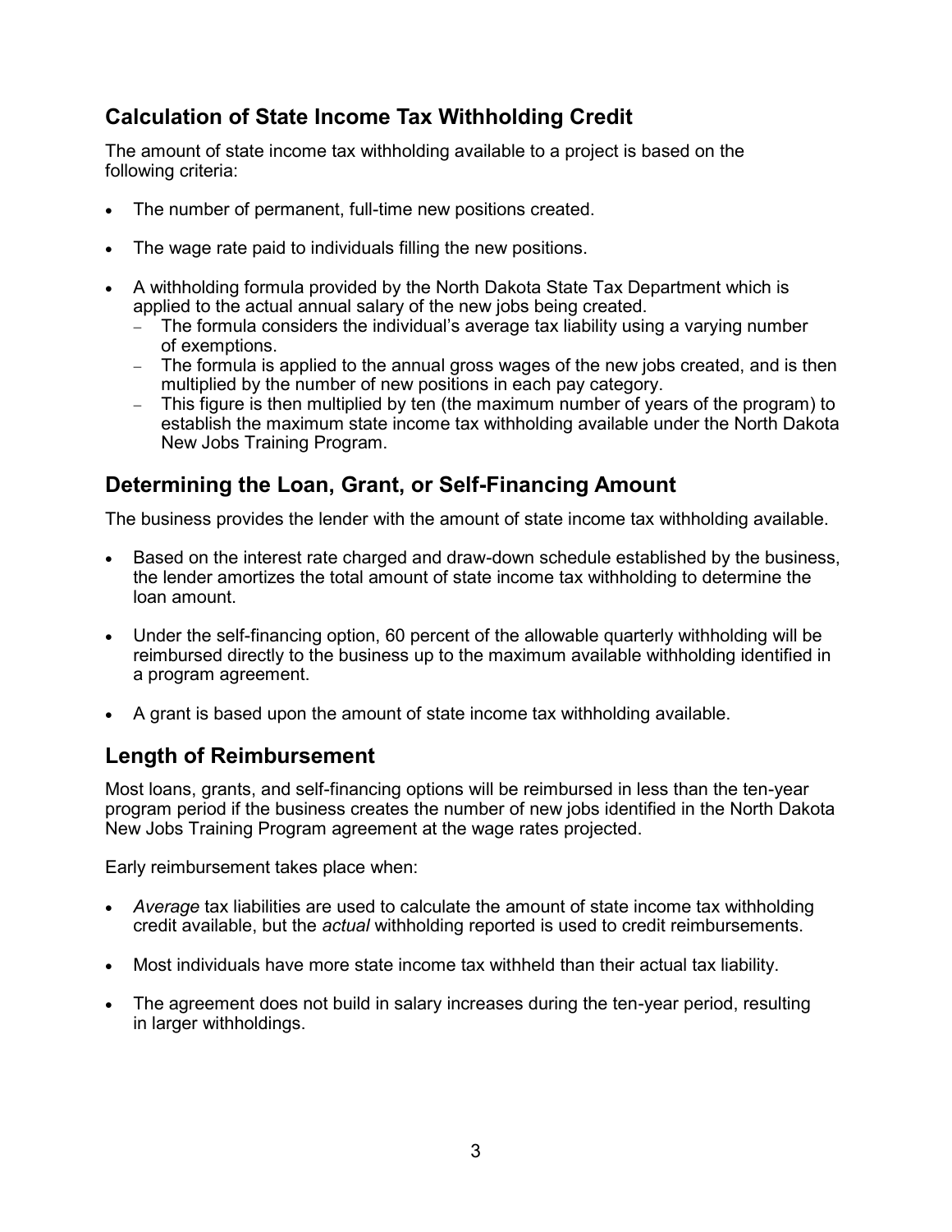## Calculation of State Income Tax Withholding Credit

The amount of state income tax withholding available to a project is based on the following criteria:

- The number of permanent, full-time new positions created.
- The wage rate paid to individuals filling the new positions.
- A withholding formula provided by the North Dakota State Tax Department which is applied to the actual annual salary of the new jobs being created.
  - The formula considers the individual's average tax liability using a varying number of exemptions.
  - The formula is applied to the annual gross wages of the new jobs created, and is then multiplied by the number of new positions in each pay category.
  - This figure is then multiplied by ten (the maximum number of years of the program) to establish the maximum state income tax withholding available under the North Dakota New Jobs Training Program.

## Determining the Loan, Grant, or Self-Financing Amount

The business provides the lender with the amount of state income tax withholding available.

- Based on the interest rate charged and draw-down schedule established by the business, the lender amortizes the total amount of state income tax withholding to determine the loan amount.
- Under the self-financing option, 60 percent of the allowable quarterly withholding will be reimbursed directly to the business up to the maximum available withholding identified in a program agreement.
- A grant is based upon the amount of state income tax withholding available.

## Length of Reimbursement

Most loans, grants, and self-financing options will be reimbursed in less than the ten-year program period if the business creates the number of new jobs identified in the North Dakota New Jobs Training Program agreement at the wage rates projected.

Early reimbursement takes place when:

- *Average* tax liabilities are used to calculate the amount of state income tax withholding credit available, but the *actual* withholding reported is used to credit reimbursements.
- Most individuals have more state income tax withheld than their actual tax liability.
- The agreement does not build in salary increases during the ten-year period, resulting in larger withholdings.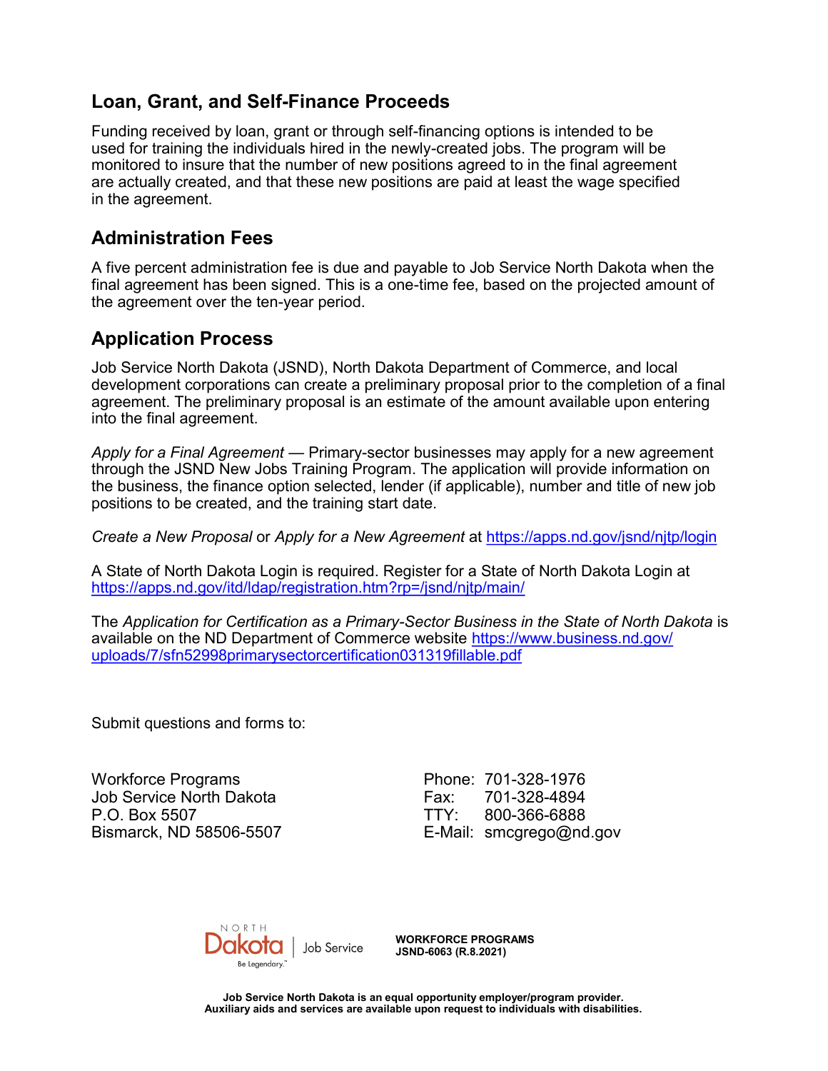## Loan, Grant, and Self-Finance Proceeds

Funding received by loan, grant or through self-financing options is intended to be used for training the individuals hired in the newly-created jobs. The program will be monitored to insure that the number of new positions agreed to in the final agreement are actually created, and that these new positions are paid at least the wage specified in the agreement.

## Administration Fees

A five percent administration fee is due and payable to Job Service North Dakota when the final agreement has been signed. This is a one-time fee, based on the projected amount of the agreement over the ten-year period.

## Application Process

Job Service North Dakota (JSND), North Dakota Department of Commerce, and local development corporations can create a preliminary proposal prior to the completion of a final agreement. The preliminary proposal is an estimate of the amount available upon entering into the final agreement.

*Apply for a Final Agreement* — Primary-sector businesses may apply for a new agreement through the JSND New Jobs Training Program. The application will provide information on the business, the finance option selected, lender (if applicable), number and title of new job positions to be created, and the training start date.

*Create a New Proposal* or *Apply for a New Agreement* at https://apps.nd.gov/jsnd/njtp/login

A State of North Dakota Login is required. Register for a State of North Dakota Login at https://apps.nd.gov/itd/ldap/registration.htm?rp=/jsnd/njtp/main/

The *Application for Certification as a Primary-Sector Business in the State of North Dakota* is available on the ND Department of Commerce website https://www.business.nd.gov/uploads/7/sfn52998primarysectorcertification031319fillable.pdf

Submit questions and forms to:

Workforce Programs
Job Service North Dakota
P.O. Box 5507
Bismarck, ND 58506-5507

Phone: 701-328-1976
Fax: 701-328-4894
TTY: 800-366-6888
E-Mail: smcgrego@nd.gov

NORTH Dakota | Job Service
Be Legendary.™

**WORKFORCE PROGRAMS**
**JSND-6063 (R.8.2021)**

**Job Service North Dakota is an equal opportunity employer/program provider.**
**Auxiliary aids and services are available upon request to individuals with disabilities.**